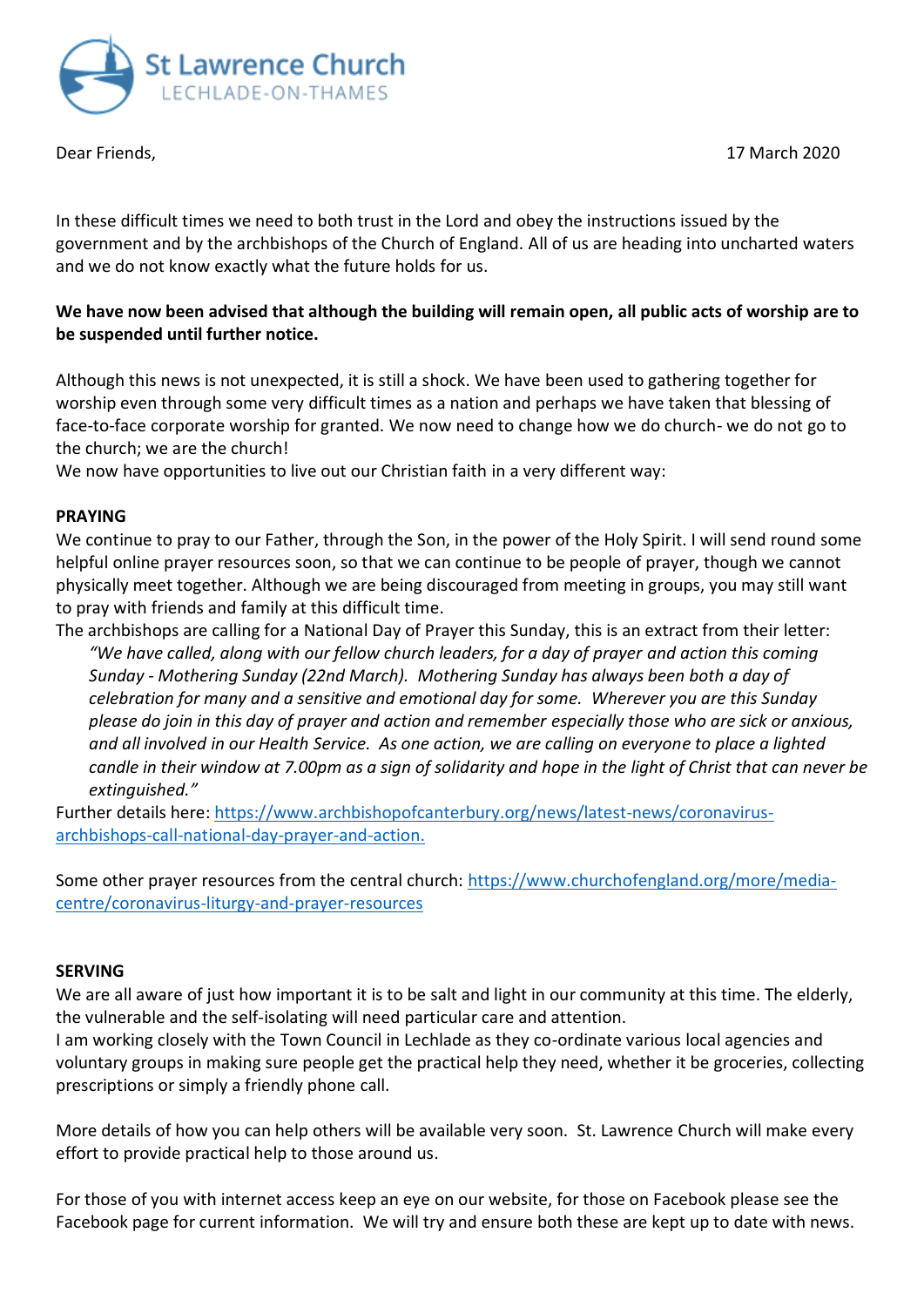St Lawrence Church
LECHLADE-ON-THAMES

Dear Friends,

17 March 2020

In these difficult times we need to both trust in the Lord and obey the instructions issued by the government and by the archbishops of the Church of England. All of us are heading into uncharted waters and we do not know exactly what the future holds for us.

**We have now been advised that although the building will remain open, all public acts of worship are to be suspended until further notice.**

Although this news is not unexpected, it is still a shock. We have been used to gathering together for worship even through some very difficult times as a nation and perhaps we have taken that blessing of face-to-face corporate worship for granted. We now need to change how we do church- we do not go to the church; we are the church!
We now have opportunities to live out our Christian faith in a very different way:

**PRAYING**
We continue to pray to our Father, through the Son, in the power of the Holy Spirit. I will send round some helpful online prayer resources soon, so that we can continue to be people of prayer, though we cannot physically meet together. Although we are being discouraged from meeting in groups, you may still want to pray with friends and family at this difficult time.
The archbishops are calling for a National Day of Prayer this Sunday, this is an extract from their letter:

> *"We have called, along with our fellow church leaders, for a day of prayer and action this coming Sunday - Mothering Sunday (22nd March). Mothering Sunday has always been both a day of celebration for many and a sensitive and emotional day for some. Wherever you are this Sunday please do join in this day of prayer and action and remember especially those who are sick or anxious, and all involved in our Health Service. As one action, we are calling on everyone to place a lighted candle in their window at 7.00pm as a sign of solidarity and hope in the light of Christ that can never be extinguished."*

Further details here: https://www.archbishopofcanterbury.org/news/latest-news/coronavirus-archbishops-call-national-day-prayer-and-action.

Some other prayer resources from the central church: https://www.churchofengland.org/more/media-centre/coronavirus-liturgy-and-prayer-resources

**SERVING**
We are all aware of just how important it is to be salt and light in our community at this time. The elderly, the vulnerable and the self-isolating will need particular care and attention.
I am working closely with the Town Council in Lechlade as they co-ordinate various local agencies and voluntary groups in making sure people get the practical help they need, whether it be groceries, collecting prescriptions or simply a friendly phone call.

More details of how you can help others will be available very soon. St. Lawrence Church will make every effort to provide practical help to those around us.

For those of you with internet access keep an eye on our website, for those on Facebook please see the Facebook page for current information. We will try and ensure both these are kept up to date with news.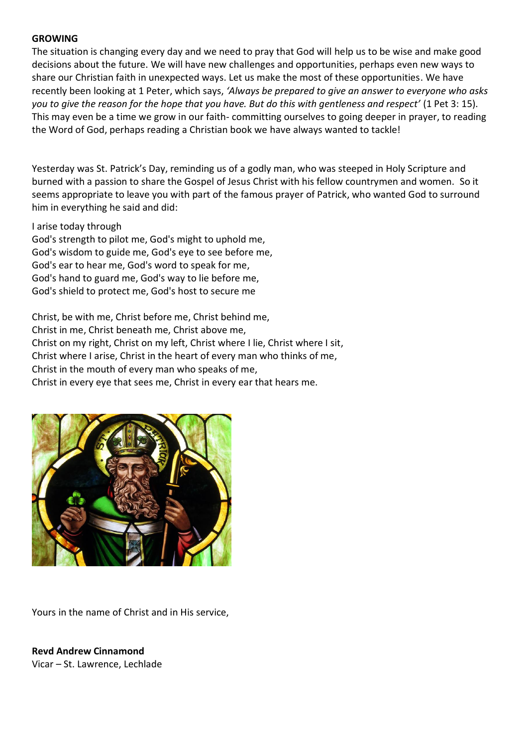**GROWING**

The situation is changing every day and we need to pray that God will help us to be wise and make good decisions about the future. We will have new challenges and opportunities, perhaps even new ways to share our Christian faith in unexpected ways. Let us make the most of these opportunities. We have recently been looking at 1 Peter, which says, *'Always be prepared to give an answer to everyone who asks you to give the reason for the hope that you have. But do this with gentleness and respect'* (1 Pet 3: 15). This may even be a time we grow in our faith- committing ourselves to going deeper in prayer, to reading the Word of God, perhaps reading a Christian book we have always wanted to tackle!

Yesterday was St. Patrick's Day, reminding us of a godly man, who was steeped in Holy Scripture and burned with a passion to share the Gospel of Jesus Christ with his fellow countrymen and women. So it seems appropriate to leave you with part of the famous prayer of Patrick, who wanted God to surround him in everything he said and did:

I arise today through
God's strength to pilot me, God's might to uphold me,
God's wisdom to guide me, God's eye to see before me,
God's ear to hear me, God's word to speak for me,
God's hand to guard me, God's way to lie before me,
God's shield to protect me, God's host to secure me

Christ, be with me, Christ before me, Christ behind me,
Christ in me, Christ beneath me, Christ above me,
Christ on my right, Christ on my left, Christ where I lie, Christ where I sit,
Christ where I arise, Christ in the heart of every man who thinks of me,
Christ in the mouth of every man who speaks of me,
Christ in every eye that sees me, Christ in every ear that hears me.

Yours in the name of Christ and in His service,

**Revd Andrew Cinnamond**
Vicar – St. Lawrence, Lechlade